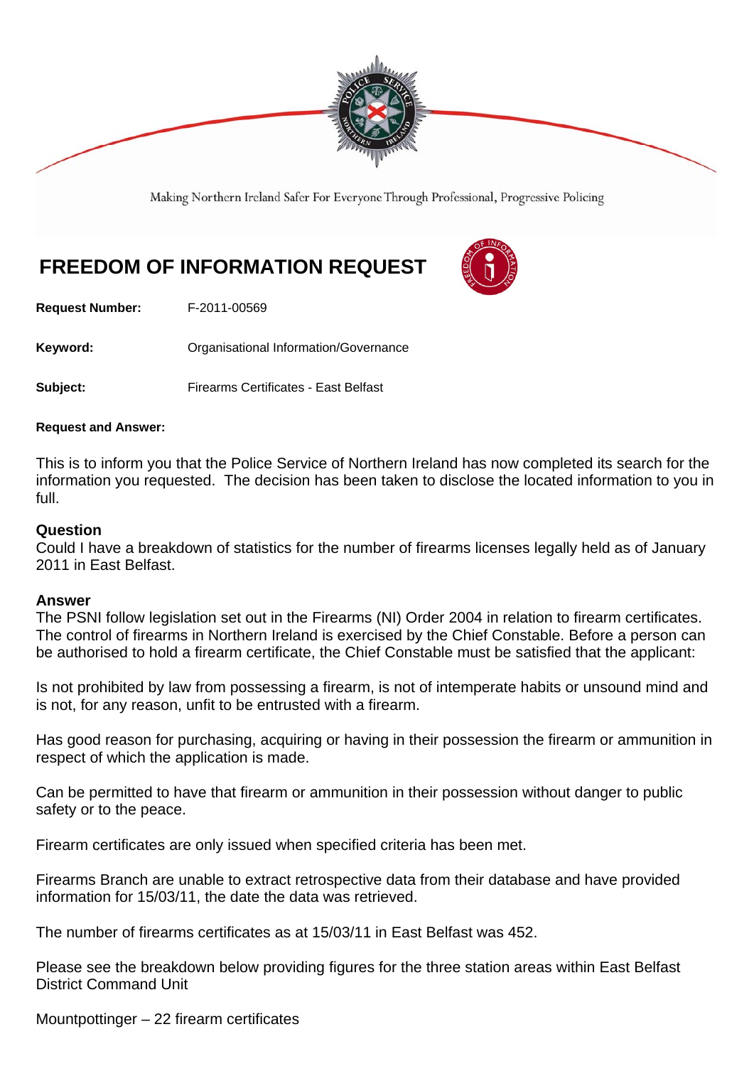Making Northern Ireland Safer For Everyone Through Professional, Progressive Policing

# FREEDOM OF INFORMATION REQUEST

**Request Number:** F-2011-00569

**Keyword:** Organisational Information/Governance

**Subject:** Firearms Certificates - East Belfast

**Request and Answer:**

This is to inform you that the Police Service of Northern Ireland has now completed its search for the information you requested. The decision has been taken to disclose the located information to you in full.

**Question**
Could I have a breakdown of statistics for the number of firearms licenses legally held as of January 2011 in East Belfast.

**Answer**
The PSNI follow legislation set out in the Firearms (NI) Order 2004 in relation to firearm certificates. The control of firearms in Northern Ireland is exercised by the Chief Constable. Before a person can be authorised to hold a firearm certificate, the Chief Constable must be satisfied that the applicant:

Is not prohibited by law from possessing a firearm, is not of intemperate habits or unsound mind and is not, for any reason, unfit to be entrusted with a firearm.

Has good reason for purchasing, acquiring or having in their possession the firearm or ammunition in respect of which the application is made.

Can be permitted to have that firearm or ammunition in their possession without danger to public safety or to the peace.

Firearm certificates are only issued when specified criteria has been met.

Firearms Branch are unable to extract retrospective data from their database and have provided information for 15/03/11, the date the data was retrieved.

The number of firearms certificates as at 15/03/11 in East Belfast was 452.

Please see the breakdown below providing figures for the three station areas within East Belfast District Command Unit

Mountpottinger – 22 firearm certificates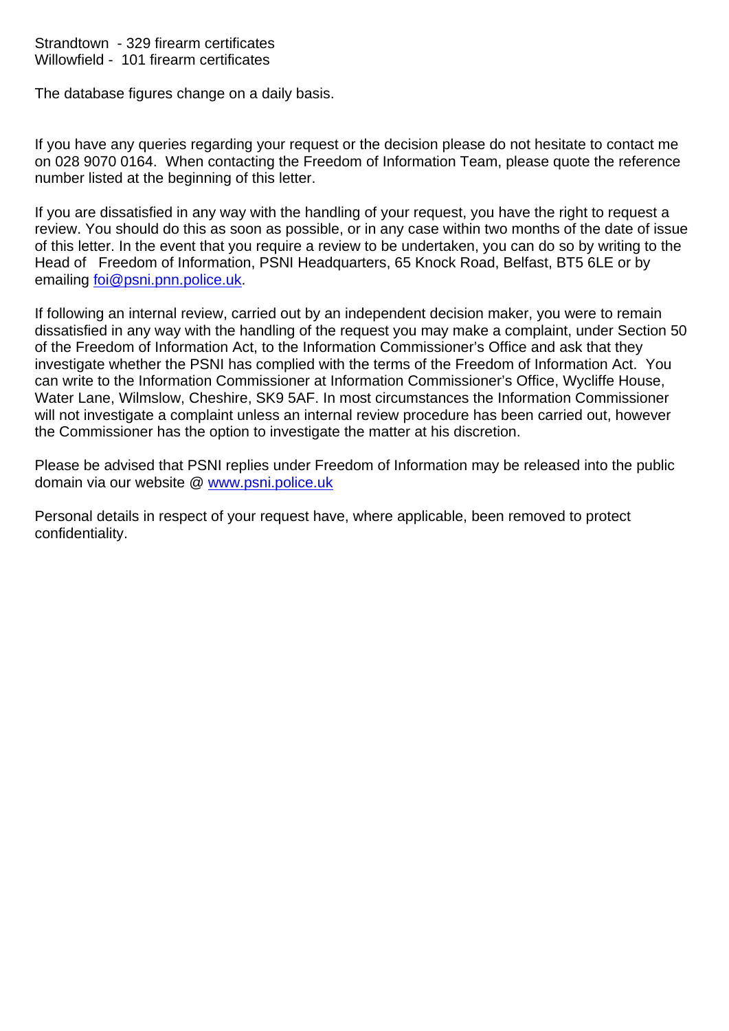Strandtown - 329 firearm certificates
Willowfield - 101 firearm certificates

The database figures change on a daily basis.

If you have any queries regarding your request or the decision please do not hesitate to contact me on 028 9070 0164. When contacting the Freedom of Information Team, please quote the reference number listed at the beginning of this letter.

If you are dissatisfied in any way with the handling of your request, you have the right to request a review. You should do this as soon as possible, or in any case within two months of the date of issue of this letter. In the event that you require a review to be undertaken, you can do so by writing to the Head of Freedom of Information, PSNI Headquarters, 65 Knock Road, Belfast, BT5 6LE or by emailing foi@psni.pnn.police.uk.

If following an internal review, carried out by an independent decision maker, you were to remain dissatisfied in any way with the handling of the request you may make a complaint, under Section 50 of the Freedom of Information Act, to the Information Commissioner's Office and ask that they investigate whether the PSNI has complied with the terms of the Freedom of Information Act. You can write to the Information Commissioner at Information Commissioner's Office, Wycliffe House, Water Lane, Wilmslow, Cheshire, SK9 5AF. In most circumstances the Information Commissioner will not investigate a complaint unless an internal review procedure has been carried out, however the Commissioner has the option to investigate the matter at his discretion.

Please be advised that PSNI replies under Freedom of Information may be released into the public domain via our website @ www.psni.police.uk

Personal details in respect of your request have, where applicable, been removed to protect confidentiality.